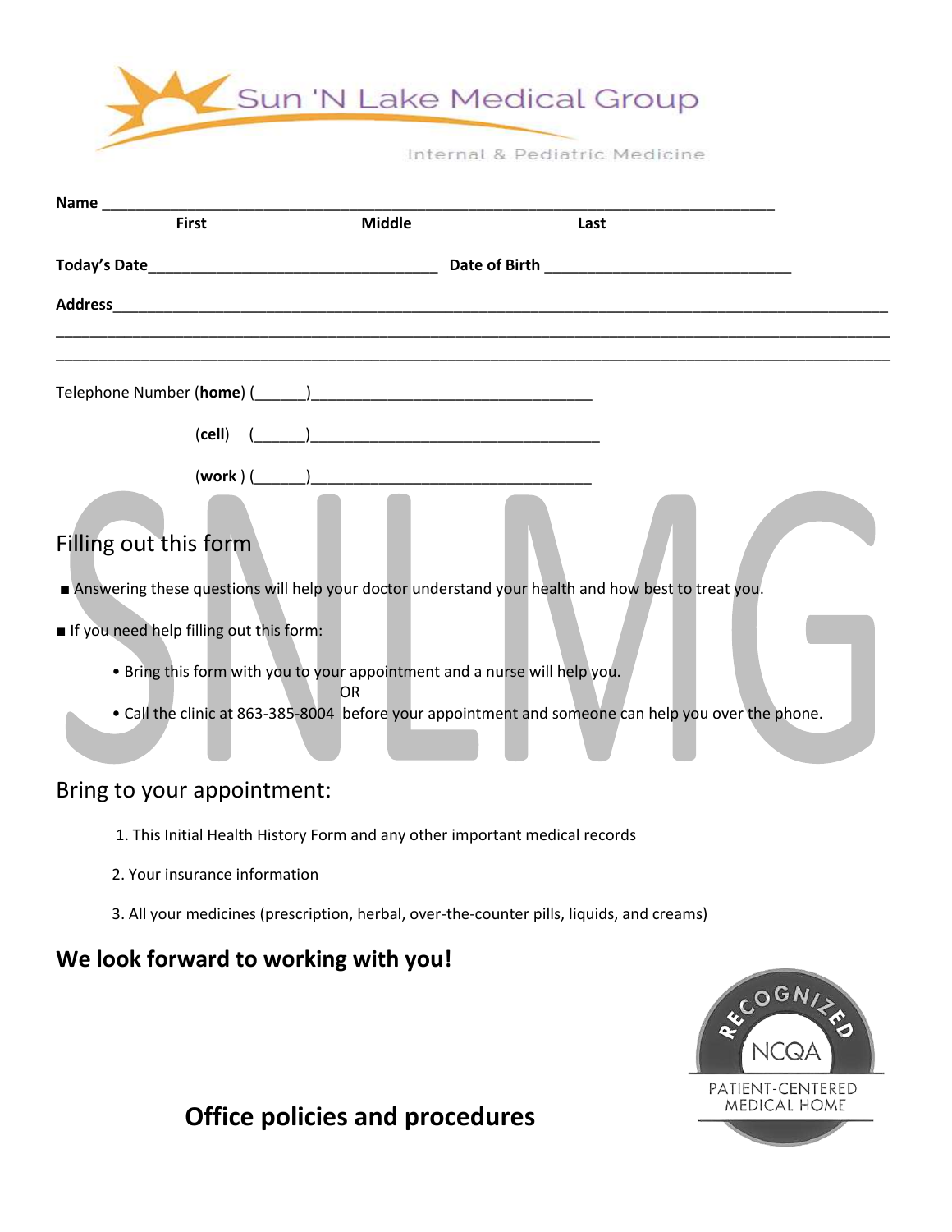Sun 'N Lake Medical Group

Internal & Pediatric Medicine

**Name** ______________________________________________________________

**First** **Middle** **Last**

**Today's Date**_________________________ **Date of Birth** ______________________

**Address**_________________________________________________________________

_____________________________________________________________________________

_____________________________________________________________________________

Telephone Number (**home**) (______)_________________________

(**cell**) (______)_________________________

(**work** ) (______)_________________________

## Filling out this form

- Answering these questions will help your doctor understand your health and how best to treat you.
- If you need help filling out this form:
  - Bring this form with you to your appointment and a nurse will help you.

    OR
  - Call the clinic at 863-385-8004 before your appointment and someone can help you over the phone.

## Bring to your appointment:

1. This Initial Health History Form and any other important medical records
2. Your insurance information
3. All your medicines (prescription, herbal, over-the-counter pills, liquids, and creams)

## We look forward to working with you!

RECOGNIZED NCQA PATIENT-CENTERED MEDICAL HOME

## Office policies and procedures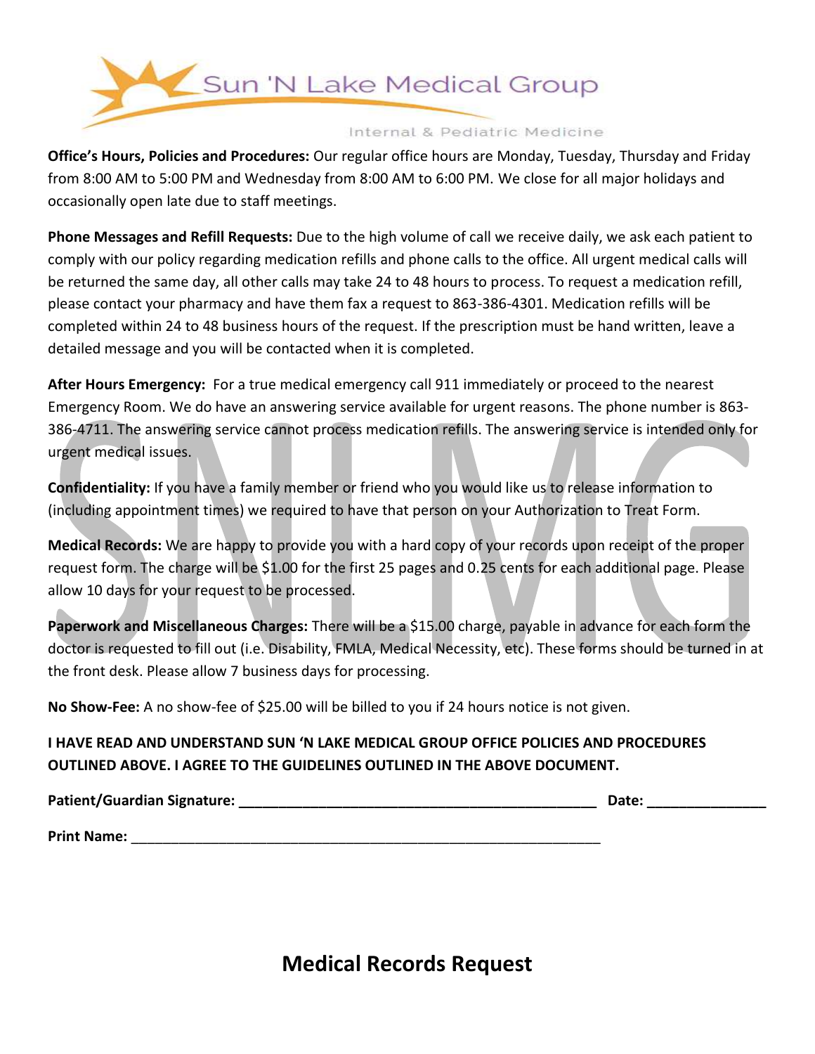Sun 'N Lake Medical Group

Internal & Pediatric Medicine

**Office's Hours, Policies and Procedures:** Our regular office hours are Monday, Tuesday, Thursday and Friday from 8:00 AM to 5:00 PM and Wednesday from 8:00 AM to 6:00 PM. We close for all major holidays and occasionally open late due to staff meetings.

**Phone Messages and Refill Requests:** Due to the high volume of call we receive daily, we ask each patient to comply with our policy regarding medication refills and phone calls to the office. All urgent medical calls will be returned the same day, all other calls may take 24 to 48 hours to process. To request a medication refill, please contact your pharmacy and have them fax a request to 863-386-4301. Medication refills will be completed within 24 to 48 business hours of the request. If the prescription must be hand written, leave a detailed message and you will be contacted when it is completed.

**After Hours Emergency:** For a true medical emergency call 911 immediately or proceed to the nearest Emergency Room. We do have an answering service available for urgent reasons. The phone number is 863-386-4711. The answering service cannot process medication refills. The answering service is intended only for urgent medical issues.

**Confidentiality:** If you have a family member or friend who you would like us to release information to (including appointment times) we required to have that person on your Authorization to Treat Form.

**Medical Records:** We are happy to provide you with a hard copy of your records upon receipt of the proper request form. The charge will be $1.00 for the first 25 pages and 0.25 cents for each additional page. Please allow 10 days for your request to be processed.

**Paperwork and Miscellaneous Charges:** There will be a $15.00 charge, payable in advance for each form the doctor is requested to fill out (i.e. Disability, FMLA, Medical Necessity, etc). These forms should be turned in at the front desk. Please allow 7 business days for processing.

**No Show-Fee:** A no show-fee of $25.00 will be billed to you if 24 hours notice is not given.

**I HAVE READ AND UNDERSTAND SUN 'N LAKE MEDICAL GROUP OFFICE POLICIES AND PROCEDURES OUTLINED ABOVE. I AGREE TO THE GUIDELINES OUTLINED IN THE ABOVE DOCUMENT.**

**Patient/Guardian Signature:** ______________________________________________ **Date:** _______________

**Print Name:** ____________________________________________________________

# Medical Records Request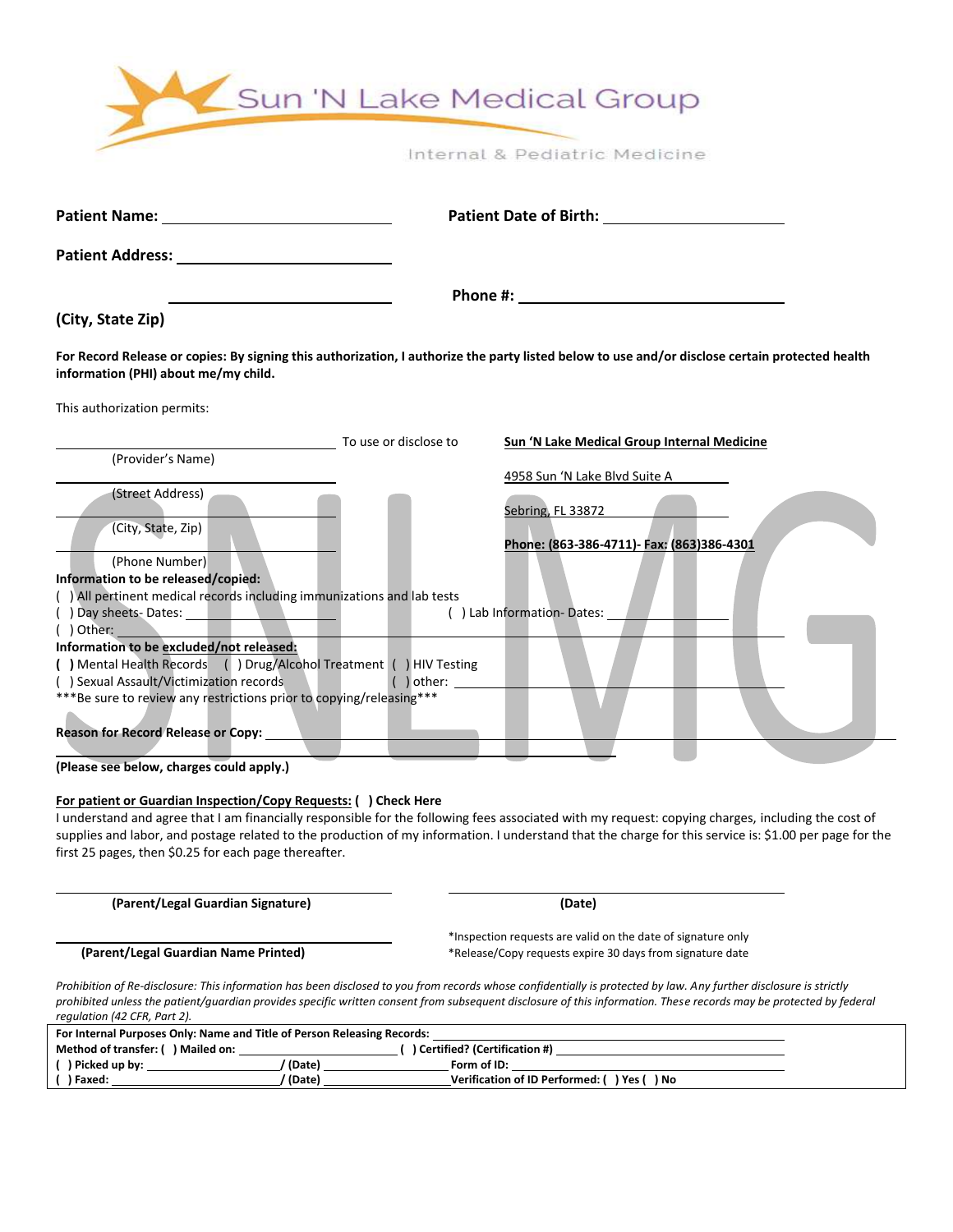Sun 'N Lake Medical Group

Internal & Pediatric Medicine

**Patient Name:** ______________________ **Patient Date of Birth:** ____________________

**Patient Address:** ______________________

______________________ **Phone #:** ______________________

**(City, State Zip)**

**For Record Release or copies: By signing this authorization, I authorize the party listed below to use and/or disclose certain protected health information (PHI) about me/my child.**

This authorization permits:

| | | |
|---|---|---|
| ______________________ (Provider's Name) | To use or disclose to | **Sun 'N Lake Medical Group Internal Medicine** |
| ______________________ (Street Address) | | 4958 Sun 'N Lake Blvd Suite A |
| ______________________ (City, State, Zip) | | Sebring, FL 33872 |
| ______________________ (Phone Number) | | **Phone: (863-386-4711)- Fax: (863)386-4301** |

**Information to be released/copied:**

( ) All pertinent medical records including immunizations and lab tests

( ) Day sheets- Dates: ______________ ( ) Lab Information- Dates: ______________

( ) Other: ______________________

**Information to be excluded/not released:**

**( )** Mental Health Records ( ) Drug/Alcohol Treatment ( ) HIV Testing

( ) Sexual Assault/Victimization records ( ) other: ______________________

***Be sure to review any restrictions prior to copying/releasing***

**Reason for Record Release or Copy:** ______________________

**(Please see below, charges could apply.)**

**For patient or Guardian Inspection/Copy Requests: ( ) Check Here**

I understand and agree that I am financially responsible for the following fees associated with my request: copying charges, including the cost of supplies and labor, and postage related to the production of my information. I understand that the charge for this service is: $1.00 per page for the first 25 pages, then $0.25 for each page thereafter.

______________________ ______________________

**(Parent/Legal Guardian Signature)** **(Date)**

______________________

**(Parent/Legal Guardian Name Printed)**

*Inspection requests are valid on the date of signature only

*Release/Copy requests expire 30 days from signature date

*Prohibition of Re-disclosure: This information has been disclosed to you from records whose confidentially is protected by law. Any further disclosure is strictly prohibited unless the patient/guardian provides specific written consent from subsequent disclosure of this information. These records may be protected by federal regulation (42 CFR, Part 2).*

**For Internal Purposes Only: Name and Title of Person Releasing Records:** ______________________

**Method of transfer: ( ) Mailed on:** ______________ **( ) Certified? (Certification #)** ______________

**( ) Picked up by:** ______________ **/ (Date)** ______________ **Form of ID:** ______________

**( ) Faxed:** ______________ **/ (Date)** ______________ **Verification of ID Performed: ( ) Yes ( ) No**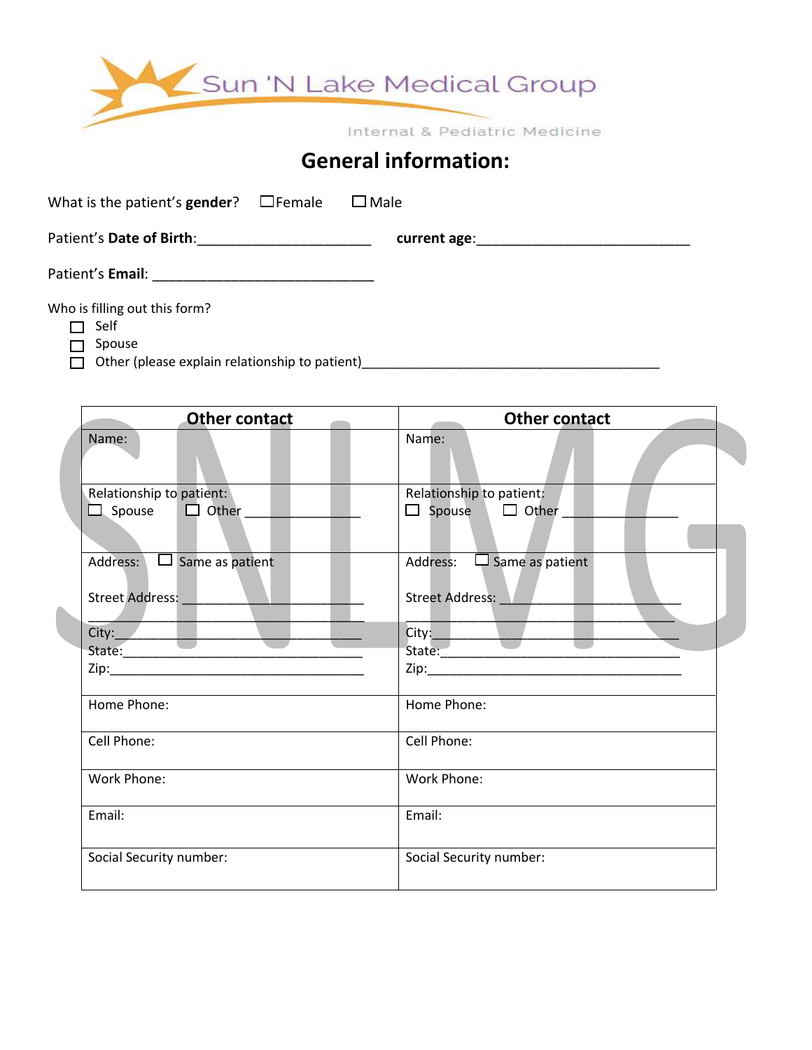Sun 'N Lake Medical Group

Internal & Pediatric Medicine

# General information:

What is the patient's **gender**? ☐Female ☐Male

Patient's **Date of Birth**:______________________ **current age**:___________________________

Patient's **Email**: ____________________________

Who is filling out this form?

☐ Self

☐ Spouse

☐ Other (please explain relationship to patient)_______________________________________

| Other contact | Other contact |
|---|---|
| Name: | Name: |
| Relationship to patient: ☐ Spouse ☐ Other _______________ | Relationship to patient: ☐ Spouse ☐ Other _______________ |
| Address: ☐ Same as patient<br><br>Street Address: _______________________<br>___________________________________<br>City:________________________________<br>State:_______________________________<br>Zip:________________________________ | Address: ☐ Same as patient<br><br>Street Address: _______________________<br>___________________________________<br>City:________________________________<br>State:_______________________________<br>Zip:________________________________ |
| Home Phone: | Home Phone: |
| Cell Phone: | Cell Phone: |
| Work Phone: | Work Phone: |
| Email: | Email: |
| Social Security number: | Social Security number: |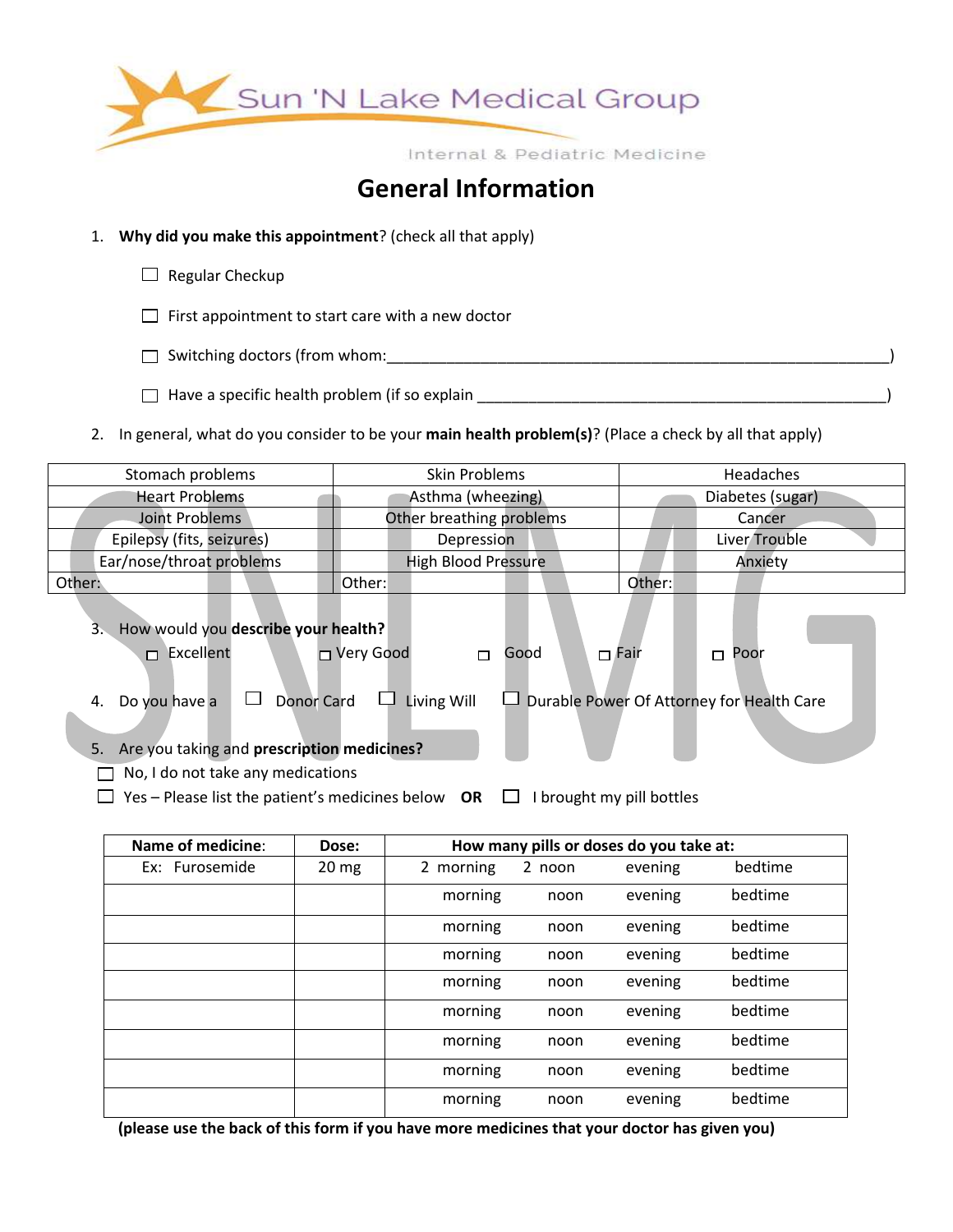Sun 'N Lake Medical Group

Internal & Pediatric Medicine

# General Information

1. **Why did you make this appointment**? (check all that apply)

   ☐ Regular Checkup

   ☐ First appointment to start care with a new doctor

   ☐ Switching doctors (from whom:_______________________________________________________________)

   ☐ Have a specific health problem (if so explain ___________________________________________________)

2. In general, what do you consider to be your **main health problem(s)**? (Place a check by all that apply)

| | | |
|---|---|---|
| Stomach problems | Skin Problems | Headaches |
| Heart Problems | Asthma (wheezing) | Diabetes (sugar) |
| Joint Problems | Other breathing problems | Cancer |
| Epilepsy (fits, seizures) | Depression | Liver Trouble |
| Ear/nose/throat problems | High Blood Pressure | Anxiety |
| Other: | Other: | Other: |

3. How would you **describe your health?**
   ☐ Excellent ☐ Very Good ☐ Good ☐ Fair ☐ Poor

4. Do you have a ☐ Donor Card ☐ Living Will ☐ Durable Power Of Attorney for Health Care

5. Are you taking and **prescription medicines?**

☐ No, I do not take any medications

☐ Yes – Please list the patient's medicines below **OR** ☐ I brought my pill bottles

| **Name of medicine**: | **Dose:** | **How many pills or doses do you take at:** | | | |
|---|---|---|---|---|---|
| Ex: Furosemide | 20 mg | 2 morning | 2 noon | evening | bedtime |
| | | morning | noon | evening | bedtime |
| | | morning | noon | evening | bedtime |
| | | morning | noon | evening | bedtime |
| | | morning | noon | evening | bedtime |
| | | morning | noon | evening | bedtime |
| | | morning | noon | evening | bedtime |
| | | morning | noon | evening | bedtime |
| | | morning | noon | evening | bedtime |

**(please use the back of this form if you have more medicines that your doctor has given you)**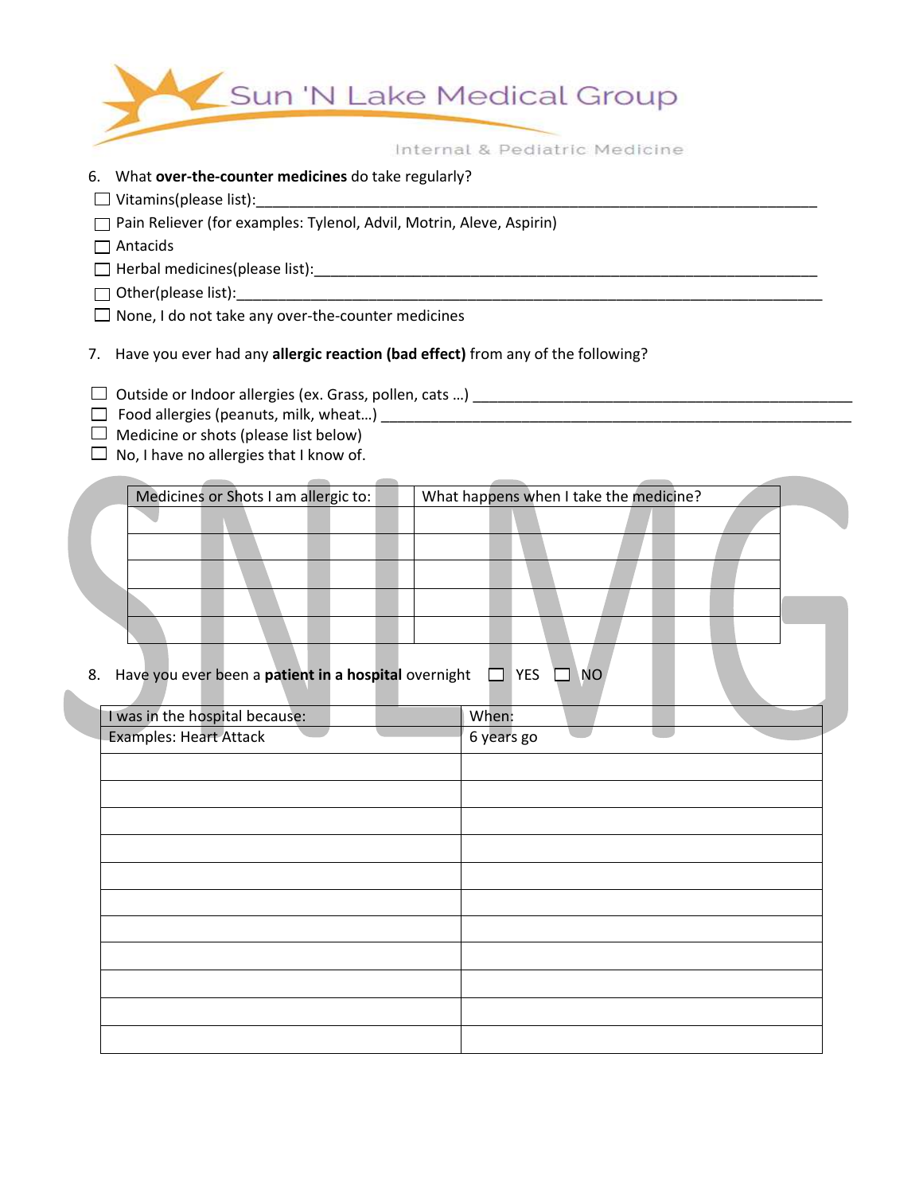Sun 'N Lake Medical Group

Internal & Pediatric Medicine

6. What **over-the-counter medicines** do take regularly?

☐ Vitamins(please list):______________________________________________________________________

☐ Pain Reliever (for examples: Tylenol, Advil, Motrin, Aleve, Aspirin)

☐ Antacids

☐ Herbal medicines(please list):________________________________________________________________

☐ Other(please list):__________________________________________________________________________

☐ None, I do not take any over-the-counter medicines

7. Have you ever had any **allergic reaction (bad effect)** from any of the following?

☐ Outside or Indoor allergies (ex. Grass, pollen, cats …) _______________________________________________

☐ Food allergies (peanuts, milk, wheat…) __________________________________________________________

☐ Medicine or shots (please list below)

☐ No, I have no allergies that I know of.

| Medicines or Shots I am allergic to: | What happens when I take the medicine? |
|---|---|
| | |
| | |
| | |
| | |
| | |

8. Have you ever been a **patient in a hospital** overnight ☐ YES ☐ NO

| I was in the hospital because: | When: |
|---|---|
| Examples: Heart Attack | 6 years go |
| | |
| | |
| | |
| | |
| | |
| | |
| | |
| | |
| | |
| | |
| | |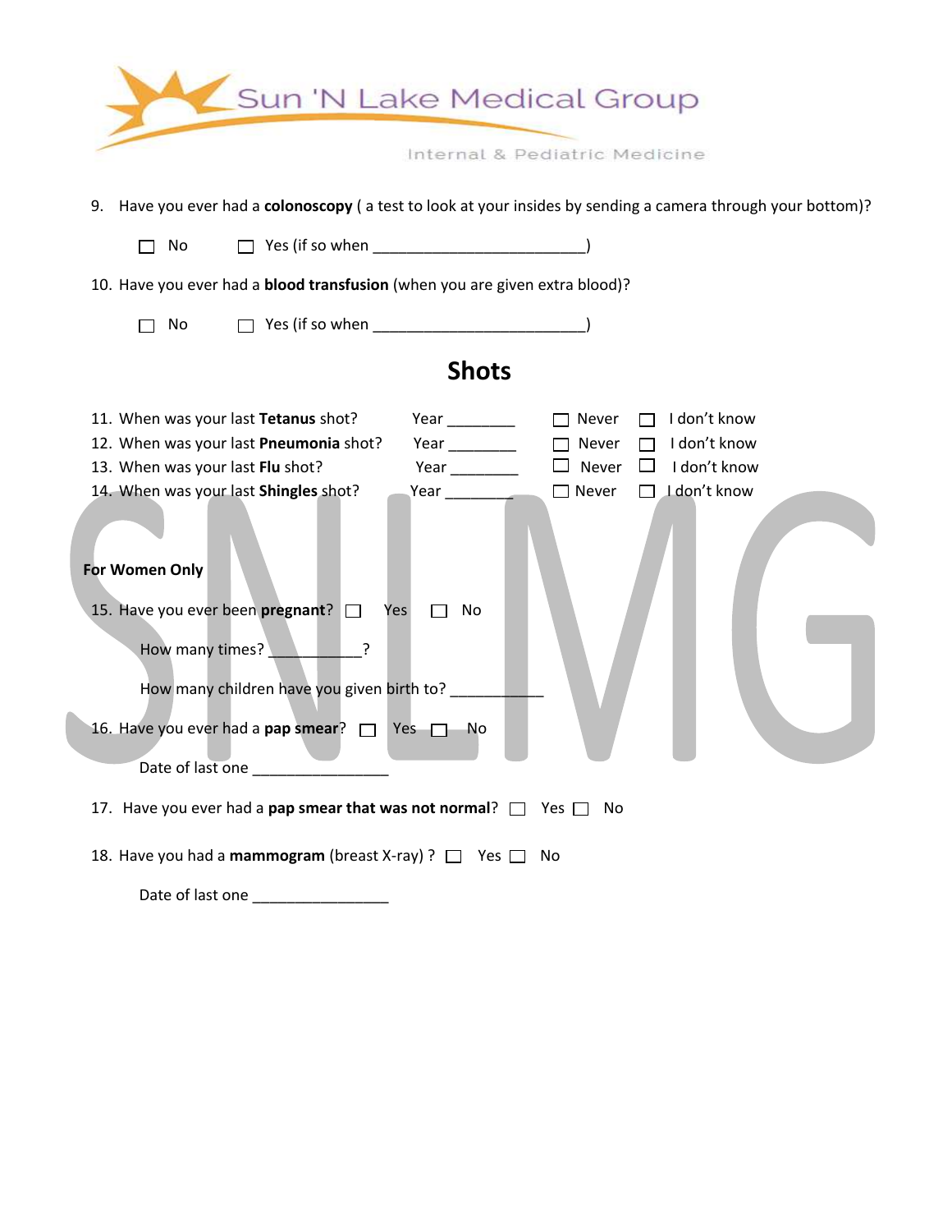9. Have you ever had a **colonoscopy** ( a test to look at your insides by sending a camera through your bottom)?

   ☐ No ☐ Yes (if so when ________________________)

10. Have you ever had a **blood transfusion** (when you are given extra blood)?

    ☐ No ☐ Yes (if so when ________________________)

## Shots

11. When was your last **Tetanus** shot? Year ________ ☐ Never ☐ I don't know
12. When was your last **Pneumonia** shot? Year ________ ☐ Never ☐ I don't know
13. When was your last **Flu** shot? Year ________ ☐ Never ☐ I don't know
14. When was your last **Shingles** shot? Year ________ ☐ Never ☐ I don't know

**For Women Only**

15. Have you ever been **pregnant**? ☐ Yes ☐ No

    How many times? __________?

    How many children have you given birth to? __________

16. Have you ever had a **pap smear**? ☐ Yes ☐ No

    Date of last one ________________

17. Have you ever had a **pap smear that was not normal**? ☐ Yes ☐ No

18. Have you had a **mammogram** (breast X-ray) ? ☐ Yes ☐ No

    Date of last one ________________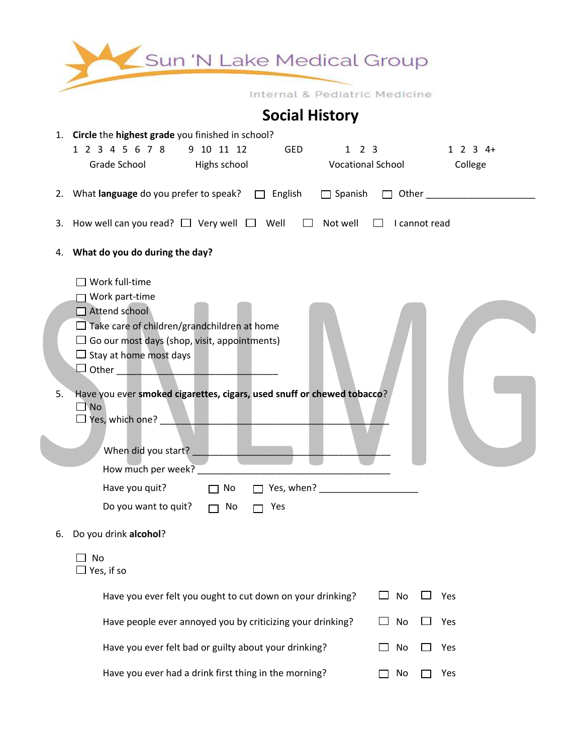Sun 'N Lake Medical Group

Internal & Pediatric Medicine

# Social History

1. **Circle** the **highest grade** you finished in school?

   1 2 3 4 5 6 7 8 — Grade School
   9 10 11 12 — Highs school
   GED
   1 2 3 — Vocational School
   1 2 3 4+ — College

2. What **language** do you prefer to speak? ☐ English ☐ Spanish ☐ Other ____________________

3. How well can you read? ☐ Very well ☐ Well ☐ Not well ☐ I cannot read

4. **What do you do during the day?**

   ☐ Work full-time
   ☐ Work part-time
   ☐ Attend school
   ☐ Take care of children/grandchildren at home
   ☐ Go our most days (shop, visit, appointments)
   ☐ Stay at home most days
   ☐ Other ______________________________

5. Have you ever **smoked cigarettes, cigars, used snuff or chewed tobacco**?

   ☐ No
   ☐ Yes, which one? ________________________________________

   When did you start? __________________________________
   How much per week? __________________________________
   Have you quit? ☐ No ☐ Yes, when? __________________
   Do you want to quit? ☐ No ☐ Yes

6. Do you drink **alcohol**?

   ☐ No
   ☐ Yes, if so

   Have you ever felt you ought to cut down on your drinking? ☐ No ☐ Yes
   Have people ever annoyed you by criticizing your drinking? ☐ No ☐ Yes
   Have you ever felt bad or guilty about your drinking? ☐ No ☐ Yes
   Have you ever had a drink first thing in the morning? ☐ No ☐ Yes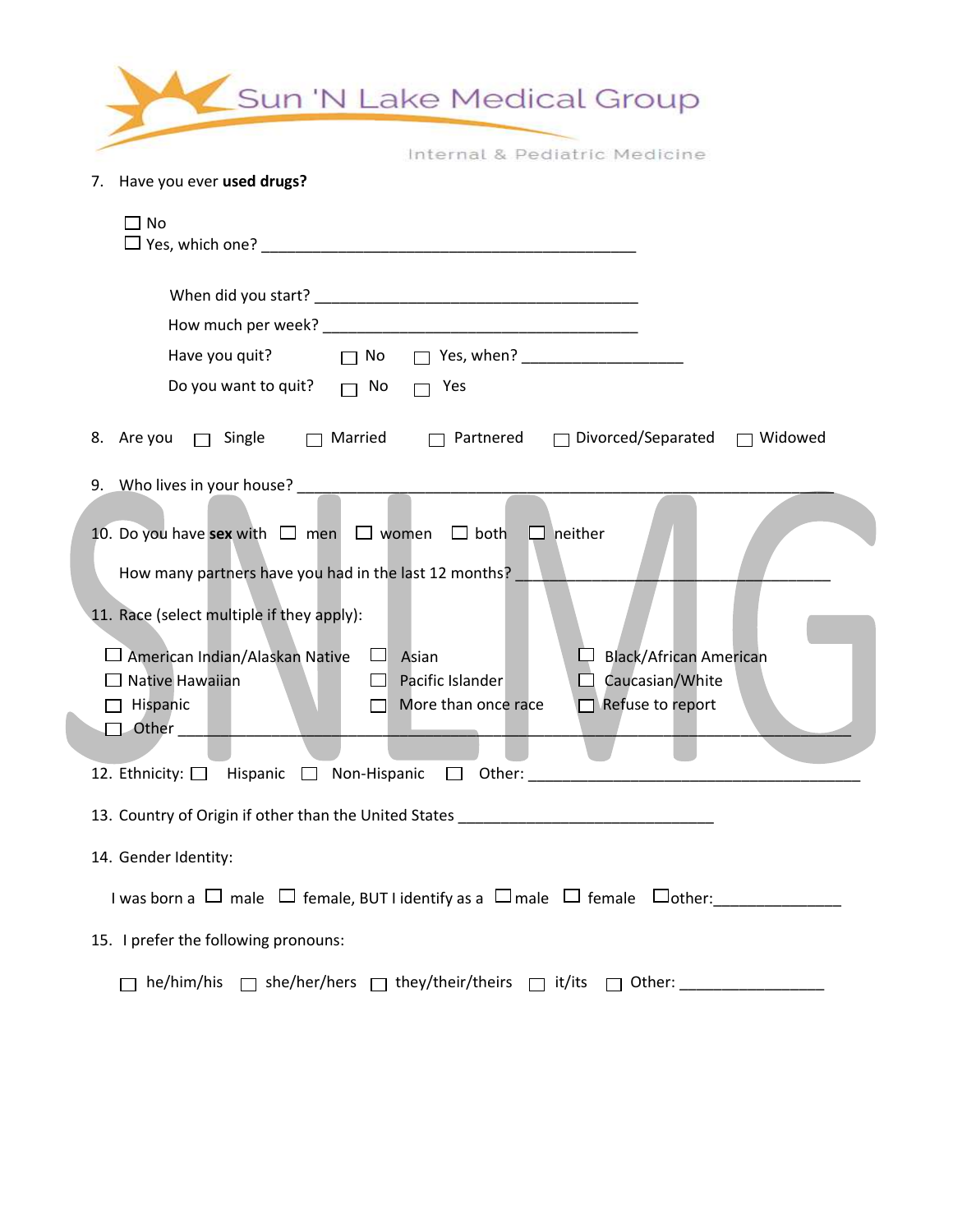7. Have you ever **used drugs?**

   ☐ No
   ☐ Yes, which one? ____________________________________________

   When did you start? ______________________________________
   How much per week? ______________________________________
   Have you quit? ☐ No ☐ Yes, when? ___________________
   Do you want to quit? ☐ No ☐ Yes

8. Are you ☐ Single ☐ Married ☐ Partnered ☐ Divorced/Separated ☐ Widowed

9. Who lives in your house? ____________________________________________________________

10. Do you have **sex** with ☐ men ☐ women ☐ both ☐ neither

    How many partners have you had in the last 12 months? _____________________________________

11. Race (select multiple if they apply):

    ☐ American Indian/Alaskan Native ☐ Asian ☐ Black/African American
    ☐ Native Hawaiian ☐ Pacific Islander ☐ Caucasian/White
    ☐ Hispanic ☐ More than once race ☐ Refuse to report
    ☐ Other ____________________________________________________________

12. Ethnicity: ☐ Hispanic ☐ Non-Hispanic ☐ Other: ________________________________________

13. Country of Origin if other than the United States ______________________________

14. Gender Identity:

    I was born a ☐ male ☐ female, BUT I identify as a ☐ male ☐ female ☐ other: ______________

15. I prefer the following pronouns:

    ☐ he/him/his ☐ she/her/hers ☐ they/their/theirs ☐ it/its ☐ Other: ________________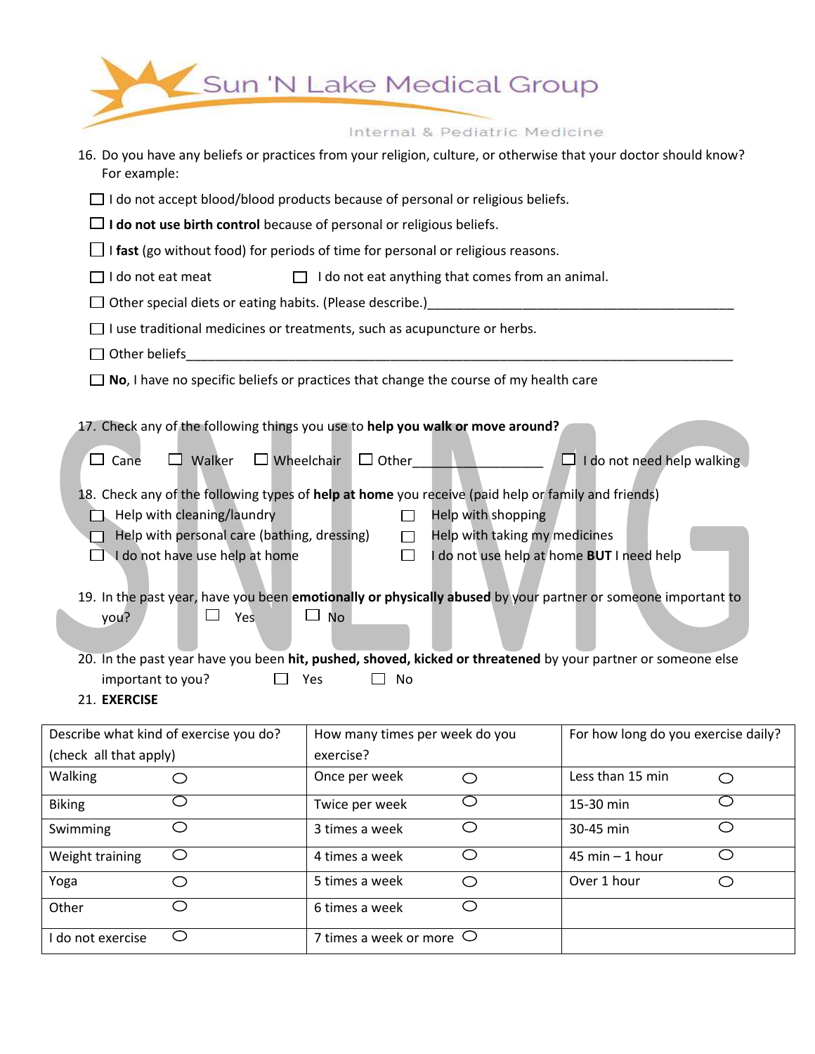16. Do you have any beliefs or practices from your religion, culture, or otherwise that your doctor should know? For example:

- ☐ I do not accept blood/blood products because of personal or religious beliefs.
- ☐ **I do not use birth control** because of personal or religious beliefs.
- ☐ I **fast** (go without food) for periods of time for personal or religious reasons.
- ☐ I do not eat meat ☐ I do not eat anything that comes from an animal.
- ☐ Other special diets or eating habits. (Please describe.)___________________________________________
- ☐ I use traditional medicines or treatments, such as acupuncture or herbs.
- ☐ Other beliefs_____________________________________________________________________________
- ☐ **No**, I have no specific beliefs or practices that change the course of my health care

17. Check any of the following things you use to **help you walk or move around?**

☐ Cane ☐ Walker ☐ Wheelchair ☐ Other_________________ ☐ I do not need help walking

18. Check any of the following types of **help at home** you receive (paid help or family and friends)

- ☐ Help with cleaning/laundry
- ☐ Help with shopping
- ☐ Help with personal care (bathing, dressing)
- ☐ Help with taking my medicines
- ☐ I do not have use help at home
- ☐ I do not use help at home **BUT** I need help

19. In the past year, have you been **emotionally or physically abused** by your partner or someone important to you? ☐ Yes ☐ No

20. In the past year have you been **hit, pushed, shoved, kicked or threatened** by your partner or someone else important to you? ☐ Yes ☐ No

21. **EXERCISE**

| Describe what kind of exercise you do? (check all that apply) | How many times per week do you exercise? | For how long do you exercise daily? |
|---|---|---|
| Walking ○ | Once per week ○ | Less than 15 min ○ |
| Biking ○ | Twice per week ○ | 15-30 min ○ |
| Swimming ○ | 3 times a week ○ | 30-45 min ○ |
| Weight training ○ | 4 times a week ○ | 45 min – 1 hour ○ |
| Yoga ○ | 5 times a week ○ | Over 1 hour ○ |
| Other ○ | 6 times a week ○ | |
| I do not exercise ○ | 7 times a week or more ○ | |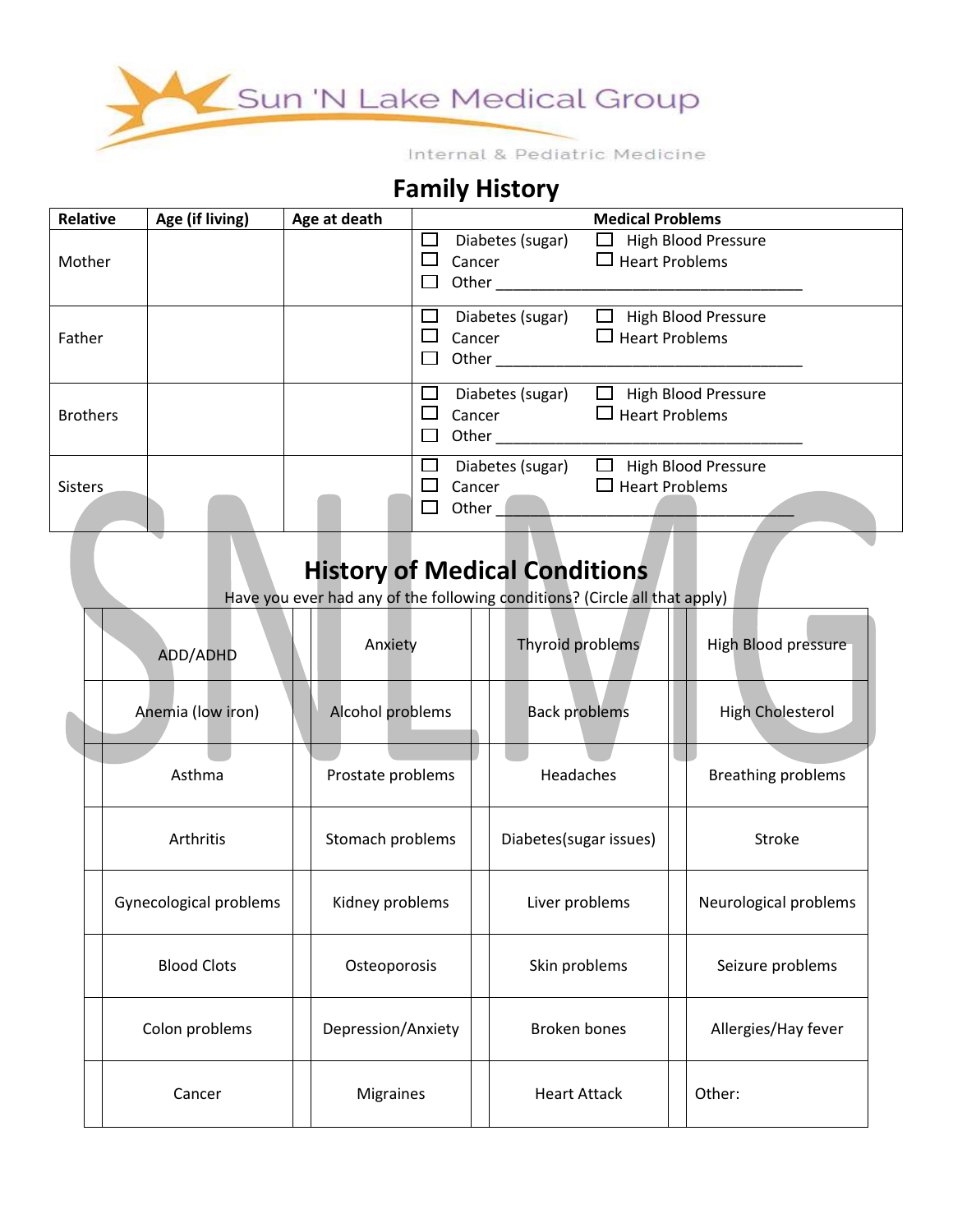Sun 'N Lake Medical Group

Internal & Pediatric Medicine

# Family History

| Relative | Age (if living) | Age at death | Medical Problems |
|---|---|---|---|
| Mother | | | ☐ Diabetes (sugar) ☐ High Blood Pressure ☐ Cancer ☐ Heart Problems ☐ Other ______ |
| Father | | | ☐ Diabetes (sugar) ☐ High Blood Pressure ☐ Cancer ☐ Heart Problems ☐ Other ______ |
| Brothers | | | ☐ Diabetes (sugar) ☐ High Blood Pressure ☐ Cancer ☐ Heart Problems ☐ Other ______ |
| Sisters | | | ☐ Diabetes (sugar) ☐ High Blood Pressure ☐ Cancer ☐ Heart Problems ☐ Other ______ |

# History of Medical Conditions

Have you ever had any of the following conditions? (Circle all that apply)

| | | | |
|---|---|---|---|
| ADD/ADHD | Anxiety | Thyroid problems | High Blood pressure |
| Anemia (low iron) | Alcohol problems | Back problems | High Cholesterol |
| Asthma | Prostate problems | Headaches | Breathing problems |
| Arthritis | Stomach problems | Diabetes(sugar issues) | Stroke |
| Gynecological problems | Kidney problems | Liver problems | Neurological problems |
| Blood Clots | Osteoporosis | Skin problems | Seizure problems |
| Colon problems | Depression/Anxiety | Broken bones | Allergies/Hay fever |
| Cancer | Migraines | Heart Attack | Other: |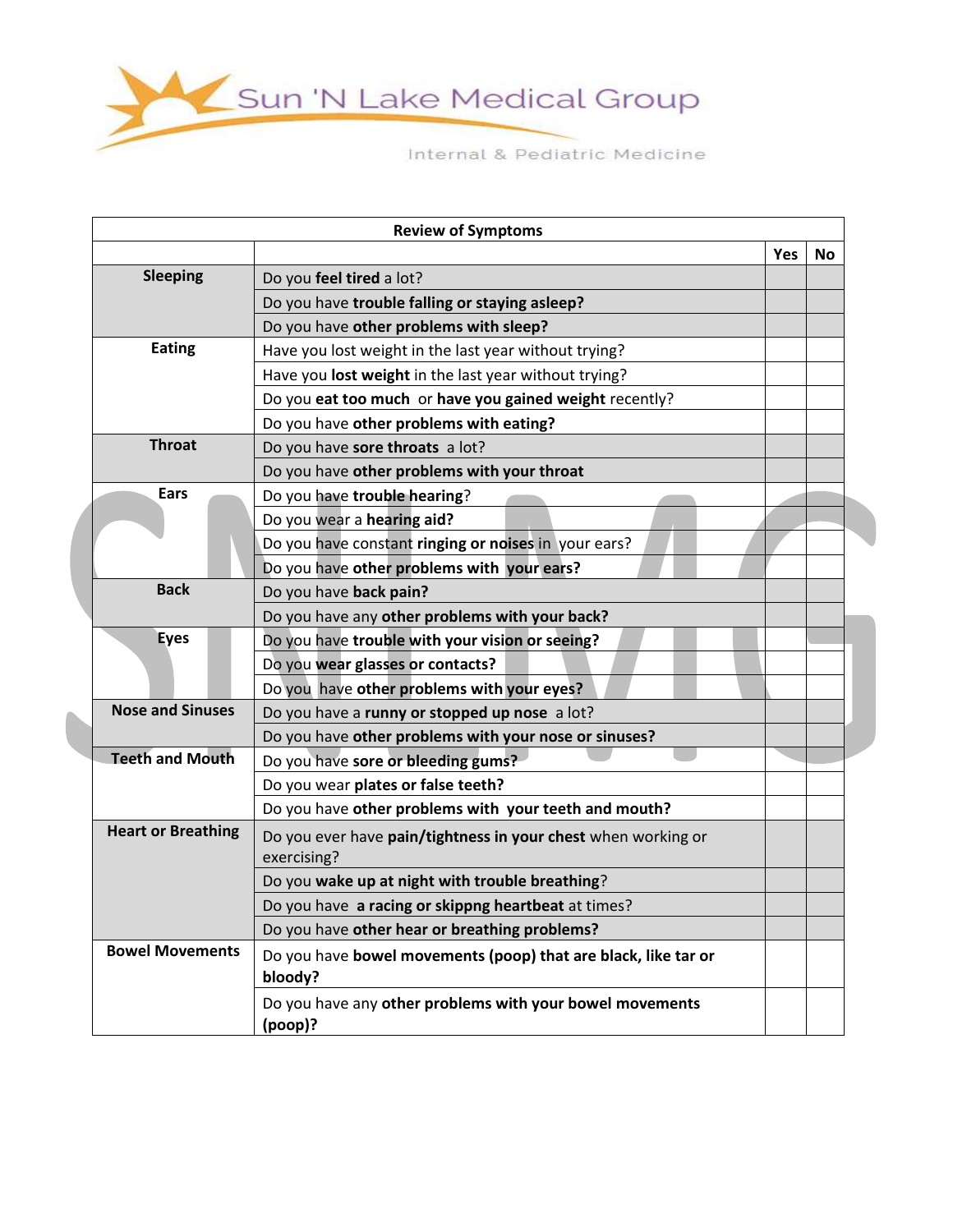Sun 'N Lake Medical Group

Internal & Pediatric Medicine

| Review of Symptoms | | | |
|---|---|---|---|
| | | Yes | No |
| **Sleeping** | Do you **feel tired** a lot? | | |
| | Do you have **trouble falling or staying asleep?** | | |
| | Do you have **other problems with sleep?** | | |
| **Eating** | Have you lost weight in the last year without trying? | | |
| | Have you **lost weight** in the last year without trying? | | |
| | Do you **eat too much** or **have you gained weight** recently? | | |
| | Do you have **other problems with eating?** | | |
| **Throat** | Do you have **sore throats** a lot? | | |
| | Do you have **other problems with your throat** | | |
| **Ears** | Do you have **trouble hearing**? | | |
| | Do you wear a **hearing aid?** | | |
| | Do you have constant **ringing or noises** in your ears? | | |
| | Do you have **other problems with your ears?** | | |
| **Back** | Do you have **back pain?** | | |
| | Do you have any **other problems with your back?** | | |
| **Eyes** | Do you have **trouble with your vision or seeing?** | | |
| | Do you **wear glasses** or **contacts?** | | |
| | Do you have **other problems with your eyes?** | | |
| **Nose and Sinuses** | Do you have a **runny or stopped up nose** a lot? | | |
| | Do you have **other problems with your nose or sinuses?** | | |
| **Teeth and Mouth** | Do you have **sore or bleeding gums?** | | |
| | Do you wear **plates or false teeth?** | | |
| | Do you have **other problems with your teeth and mouth?** | | |
| **Heart or Breathing** | Do you ever have **pain/tightness in your chest** when working or exercising? | | |
| | Do you **wake up at night with trouble breathing**? | | |
| | Do you have **a racing or skippng heartbeat** at times? | | |
| | Do you have **other hear or breathing problems?** | | |
| **Bowel Movements** | Do you have **bowel movements (poop) that are black, like tar or bloody?** | | |
| | Do you have any **other problems with your bowel movements (poop)?** | | |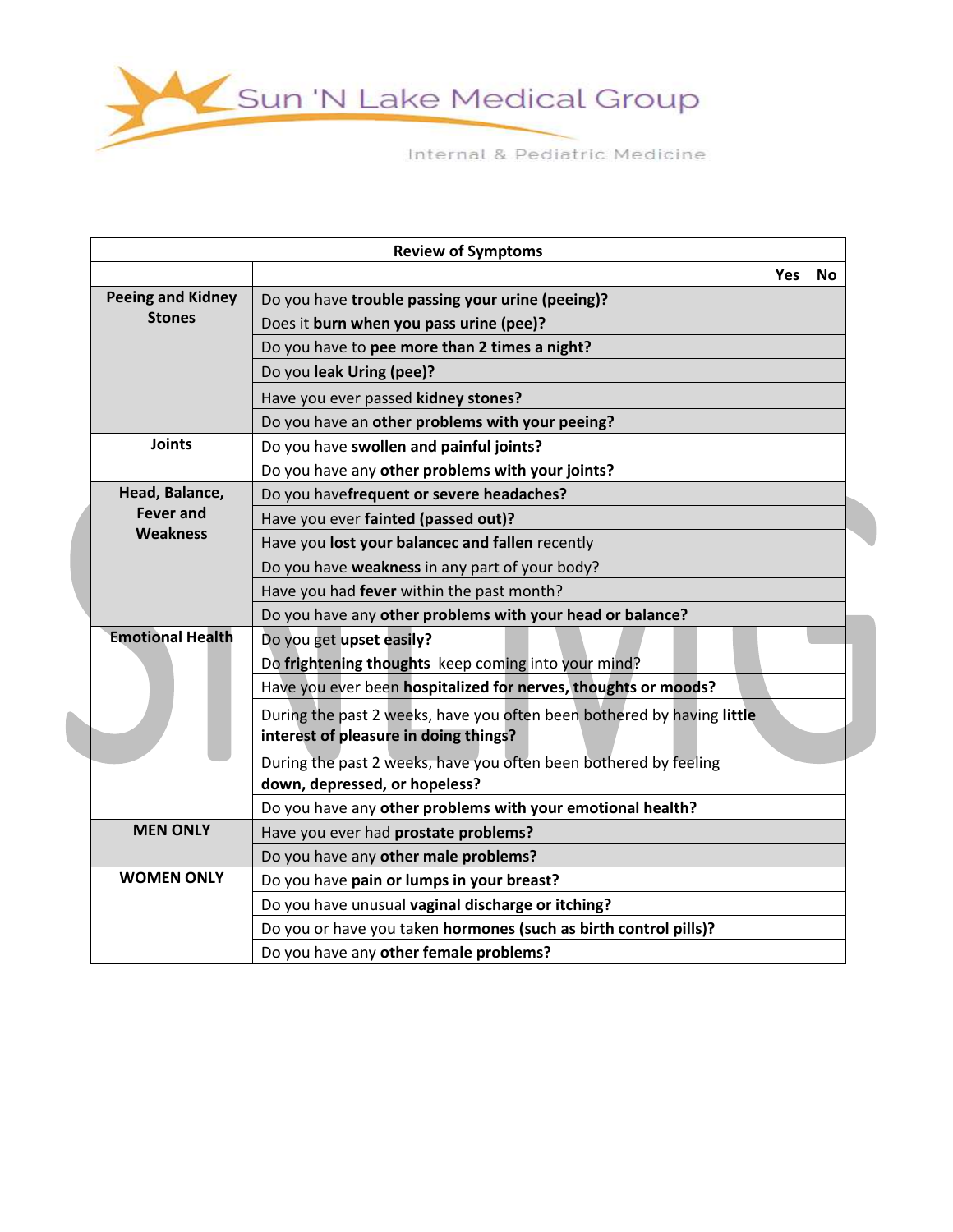Sun 'N Lake Medical Group

Internal & Pediatric Medicine

| Review of Symptoms | | | |
|---|---|---|---|
| | | Yes | No |
| **Peeing and Kidney Stones** | Do you have **trouble passing your urine (peeing)?** | | |
| | Does it **burn when you pass urine (pee)?** | | |
| | Do you have to **pee more than 2 times a night?** | | |
| | Do you **leak Uring (pee)?** | | |
| | Have you ever passed **kidney stones?** | | |
| | Do you have an **other problems with your peeing?** | | |
| **Joints** | Do you have **swollen and painful joints?** | | |
| | Do you have any **other problems with your joints?** | | |
| **Head, Balance, Fever and Weakness** | Do you have**frequent or severe headaches?** | | |
| | Have you ever **fainted (passed out)?** | | |
| | Have you **lost your balancec and fallen** recently | | |
| | Do you have **weakness** in any part of your body? | | |
| | Have you had **fever** within the past month? | | |
| | Do you have any **other problems with your head or balance?** | | |
| **Emotional Health** | Do you get **upset easily?** | | |
| | Do **frightening thoughts** keep coming into your mind? | | |
| | Have you ever been **hospitalized for nerves, thoughts or moods?** | | |
| | During the past 2 weeks, have you often been bothered by having **little interest of pleasure in doing things?** | | |
| | During the past 2 weeks, have you often been bothered by feeling **down, depressed, or hopeless?** | | |
| | Do you have any **other problems with your emotional health?** | | |
| **MEN ONLY** | Have you ever had **prostate problems?** | | |
| | Do you have any **other male problems?** | | |
| **WOMEN ONLY** | Do you have **pain or lumps in your breast?** | | |
| | Do you have unusual **vaginal discharge or itching?** | | |
| | Do you or have you taken **hormones (such as birth control pills)?** | | |
| | Do you have any **other female problems?** | | |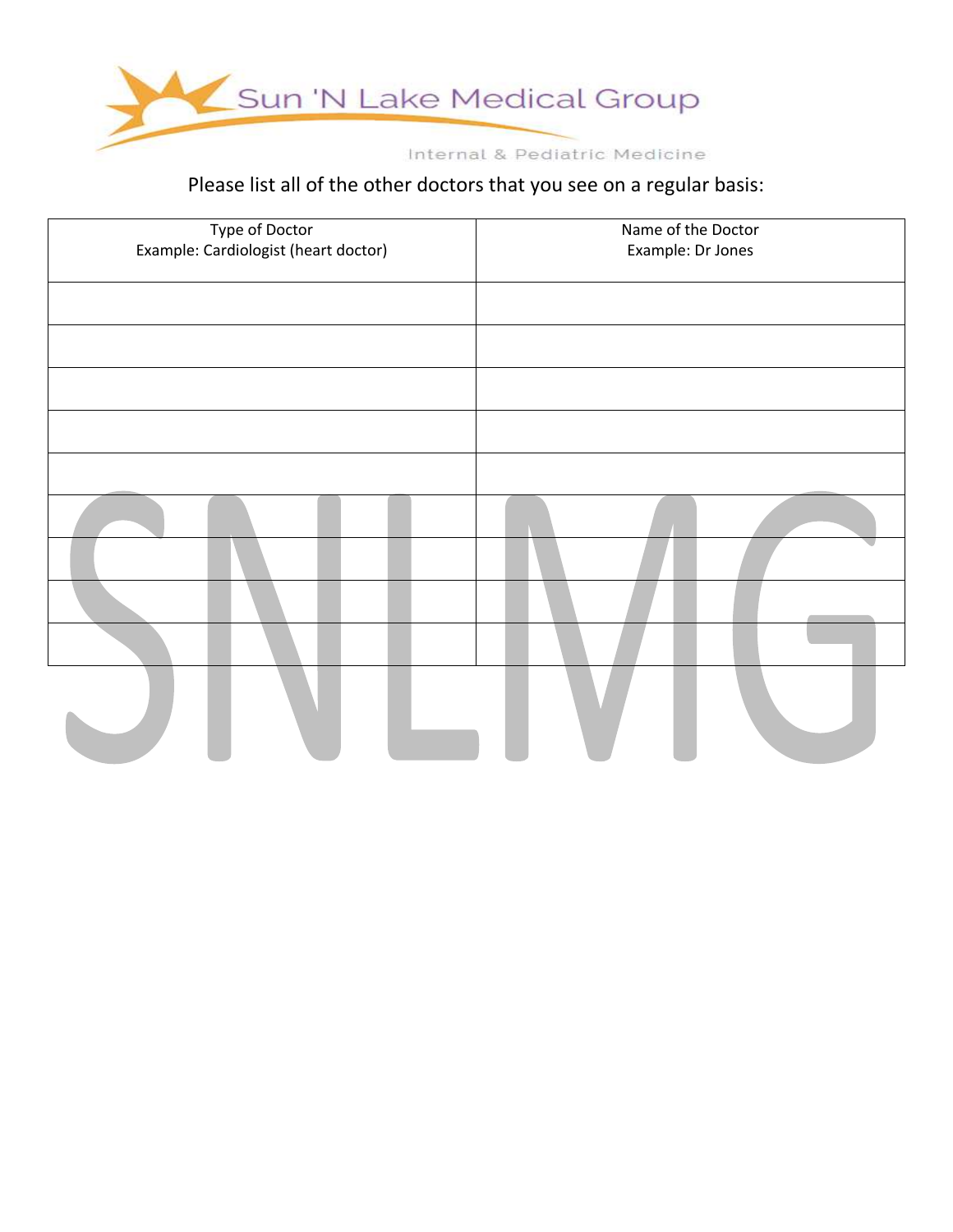Sun 'N Lake Medical Group

Internal & Pediatric Medicine

Please list all of the other doctors that you see on a regular basis:

| Type of Doctor<br>Example: Cardiologist (heart doctor) | Name of the Doctor<br>Example: Dr Jones |
|---|---|
| | |
| | |
| | |
| | |
| | |
| | |
| | |
| | |
| | |

SNLMG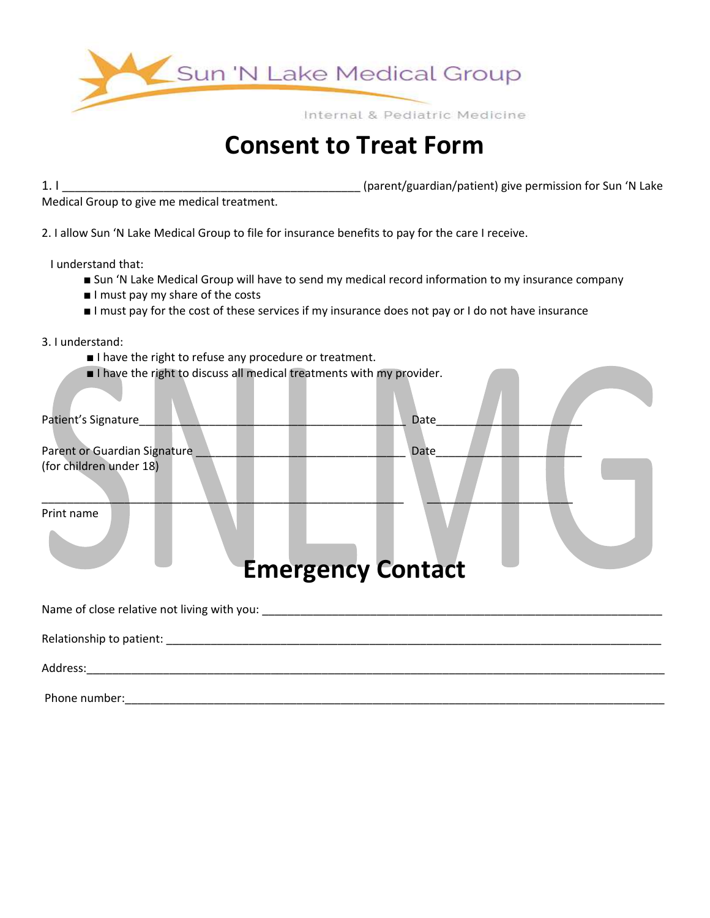Sun 'N Lake Medical Group

Internal & Pediatric Medicine

# Consent to Treat Form

1. I _______________________________________________ (parent/guardian/patient) give permission for Sun 'N Lake Medical Group to give me medical treatment.

2. I allow Sun 'N Lake Medical Group to file for insurance benefits to pay for the care I receive.

I understand that:

- Sun 'N Lake Medical Group will have to send my medical record information to my insurance company
- I must pay my share of the costs
- I must pay for the cost of these services if my insurance does not pay or I do not have insurance

3. I understand:

- I have the right to refuse any procedure or treatment.
- I have the right to discuss all medical treatments with my provider.

Patient's Signature_________________________________________ Date______________________

Parent or Guardian Signature ________________________________ Date______________________
(for children under 18)

_________________________________________________________ ______________________

Print name

# Emergency Contact

Name of close relative not living with you: _______________________________________________

Relationship to patient: _______________________________________________________________

Address:___________________________________________________________________________

Phone number:______________________________________________________________________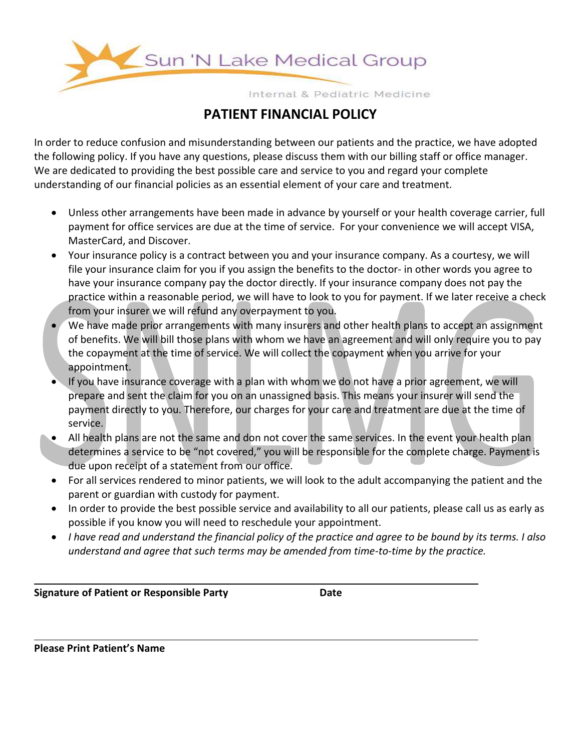Sun 'N Lake Medical Group

Internal & Pediatric Medicine

# PATIENT FINANCIAL POLICY

In order to reduce confusion and misunderstanding between our patients and the practice, we have adopted the following policy. If you have any questions, please discuss them with our billing staff or office manager. We are dedicated to providing the best possible care and service to you and regard your complete understanding of our financial policies as an essential element of your care and treatment.

- Unless other arrangements have been made in advance by yourself or your health coverage carrier, full payment for office services are due at the time of service. For your convenience we will accept VISA, MasterCard, and Discover.
- Your insurance policy is a contract between you and your insurance company. As a courtesy, we will file your insurance claim for you if you assign the benefits to the doctor- in other words you agree to have your insurance company pay the doctor directly. If your insurance company does not pay the practice within a reasonable period, we will have to look to you for payment. If we later receive a check from your insurer we will refund any overpayment to you.
- We have made prior arrangements with many insurers and other health plans to accept an assignment of benefits. We will bill those plans with whom we have an agreement and will only require you to pay the copayment at the time of service. We will collect the copayment when you arrive for your appointment.
- If you have insurance coverage with a plan with whom we do not have a prior agreement, we will prepare and sent the claim for you on an unassigned basis. This means your insurer will send the payment directly to you. Therefore, our charges for your care and treatment are due at the time of service.
- All health plans are not the same and don not cover the same services. In the event your health plan determines a service to be "not covered," you will be responsible for the complete charge. Payment is due upon receipt of a statement from our office.
- For all services rendered to minor patients, we will look to the adult accompanying the patient and the parent or guardian with custody for payment.
- In order to provide the best possible service and availability to all our patients, please call us as early as possible if you know you will need to reschedule your appointment.
- *I have read and understand the financial policy of the practice and agree to be bound by its terms. I also understand and agree that such terms may be amended from time-to-time by the practice.*

______________________________________________

**Signature of Patient or Responsible Party** **Date**

______________________________________________

**Please Print Patient's Name**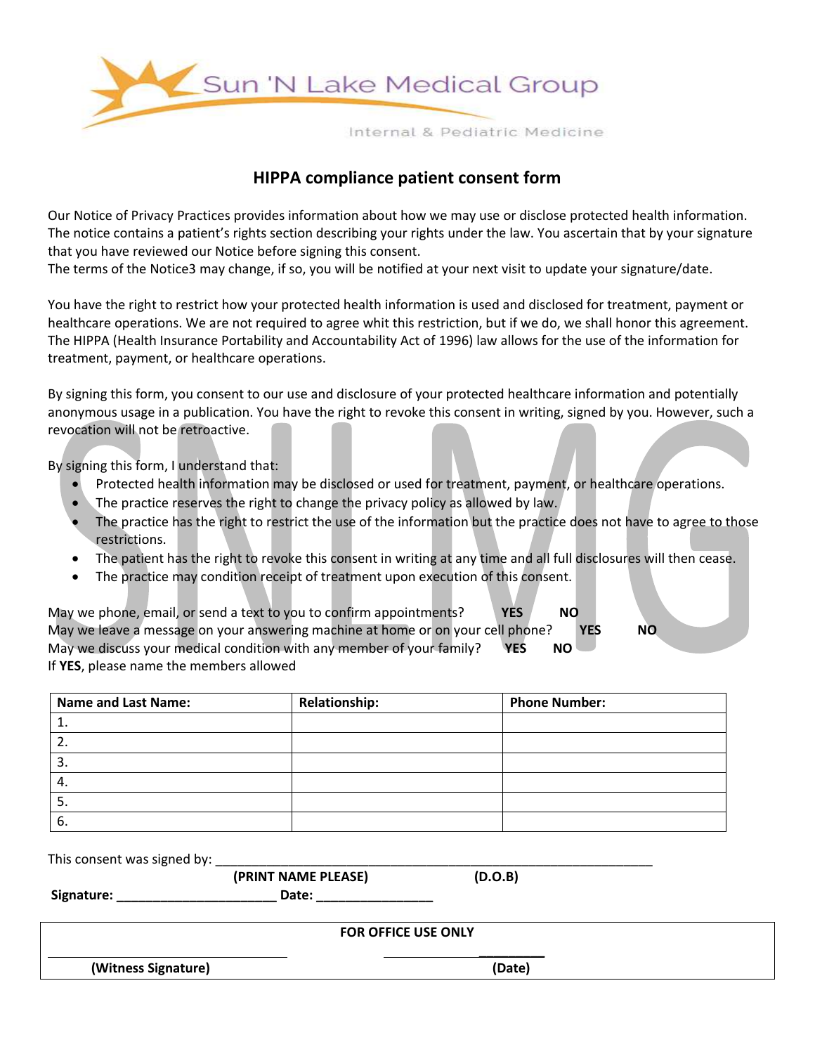Sun 'N Lake Medical Group

Internal & Pediatric Medicine

## HIPPA compliance patient consent form

Our Notice of Privacy Practices provides information about how we may use or disclose protected health information. The notice contains a patient's rights section describing your rights under the law. You ascertain that by your signature that you have reviewed our Notice before signing this consent.
The terms of the Notice3 may change, if so, you will be notified at your next visit to update your signature/date.

You have the right to restrict how your protected health information is used and disclosed for treatment, payment or healthcare operations. We are not required to agree whit this restriction, but if we do, we shall honor this agreement. The HIPPA (Health Insurance Portability and Accountability Act of 1996) law allows for the use of the information for treatment, payment, or healthcare operations.

By signing this form, you consent to our use and disclosure of your protected healthcare information and potentially anonymous usage in a publication. You have the right to revoke this consent in writing, signed by you. However, such a revocation will not be retroactive.

By signing this form, I understand that:

- Protected health information may be disclosed or used for treatment, payment, or healthcare operations.
- The practice reserves the right to change the privacy policy as allowed by law.
- The practice has the right to restrict the use of the information but the practice does not have to agree to those restrictions.
- The patient has the right to revoke this consent in writing at any time and all full disclosures will then cease.
- The practice may condition receipt of treatment upon execution of this consent.

May we phone, email, or send a text to you to confirm appointments? **YES** **NO**
May we leave a message on your answering machine at home or on your cell phone? **YES** **NO**
May we discuss your medical condition with any member of your family? **YES** **NO**
If **YES**, please name the members allowed

| Name and Last Name: | Relationship: | Phone Number: |
|---|---|---|
| 1. | | |
| 2. | | |
| 3. | | |
| 4. | | |
| 5. | | |
| 6. | | |

This consent was signed by: ____________________________________________________________
**(PRINT NAME PLEASE)** **(D.O.B)**

**Signature:** ______________________ **Date:** ________________

**FOR OFFICE USE ONLY**

______________________________ ______________________________
**(Witness Signature)** **(Date)**